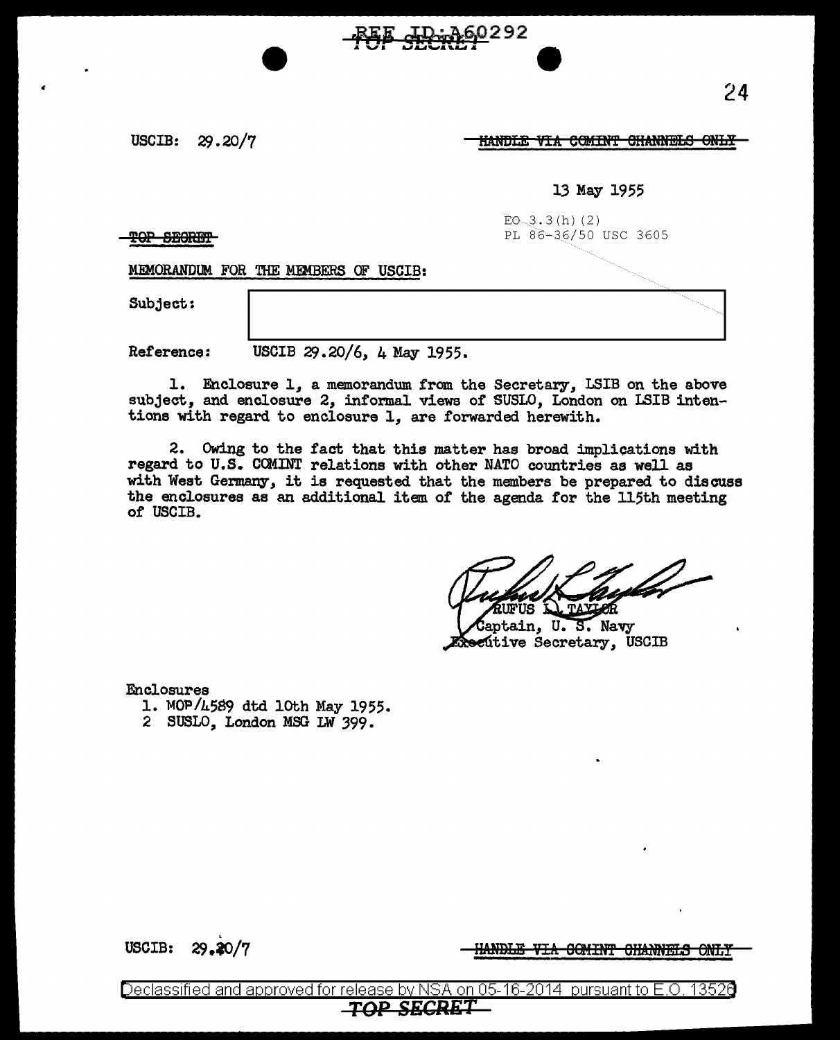USCIB: 29.20/7

~~HANDLE VIA COMINT CHANNELS ONLY~~

13 May 1955

~~TOP SECRET~~

EO 3.3(h)(2)
PL 86-36/50 USC 3605

MEMORANDUM FOR THE MEMBERS OF USCIB:

Subject:

Reference: USCIB 29.20/6, 4 May 1955.

1. Enclosure 1, a memorandum from the Secretary, LSIB on the above subject, and enclosure 2, informal views of SUSLO, London on LSIB intentions with regard to enclosure 1, are forwarded herewith.

2. Owing to the fact that this matter has broad implications with regard to U.S. COMINT relations with other NATO countries as well as with West Germany, it is requested that the members be prepared to discuss the enclosures as an additional item of the agenda for the 115th meeting of USCIB.

RUFUS L. TAYLOR
Captain, U. S. Navy
Executive Secretary, USCIB

Enclosures
1. MOP/4589 dtd 10th May 1955.
2 SUSLO, London MSG LW 399.

USCIB: 29.20/7

~~HANDLE VIA COMINT CHANNELS ONLY~~

Declassified and approved for release by NSA on 05-16-2014 pursuant to E.O. 13526

~~TOP SECRET~~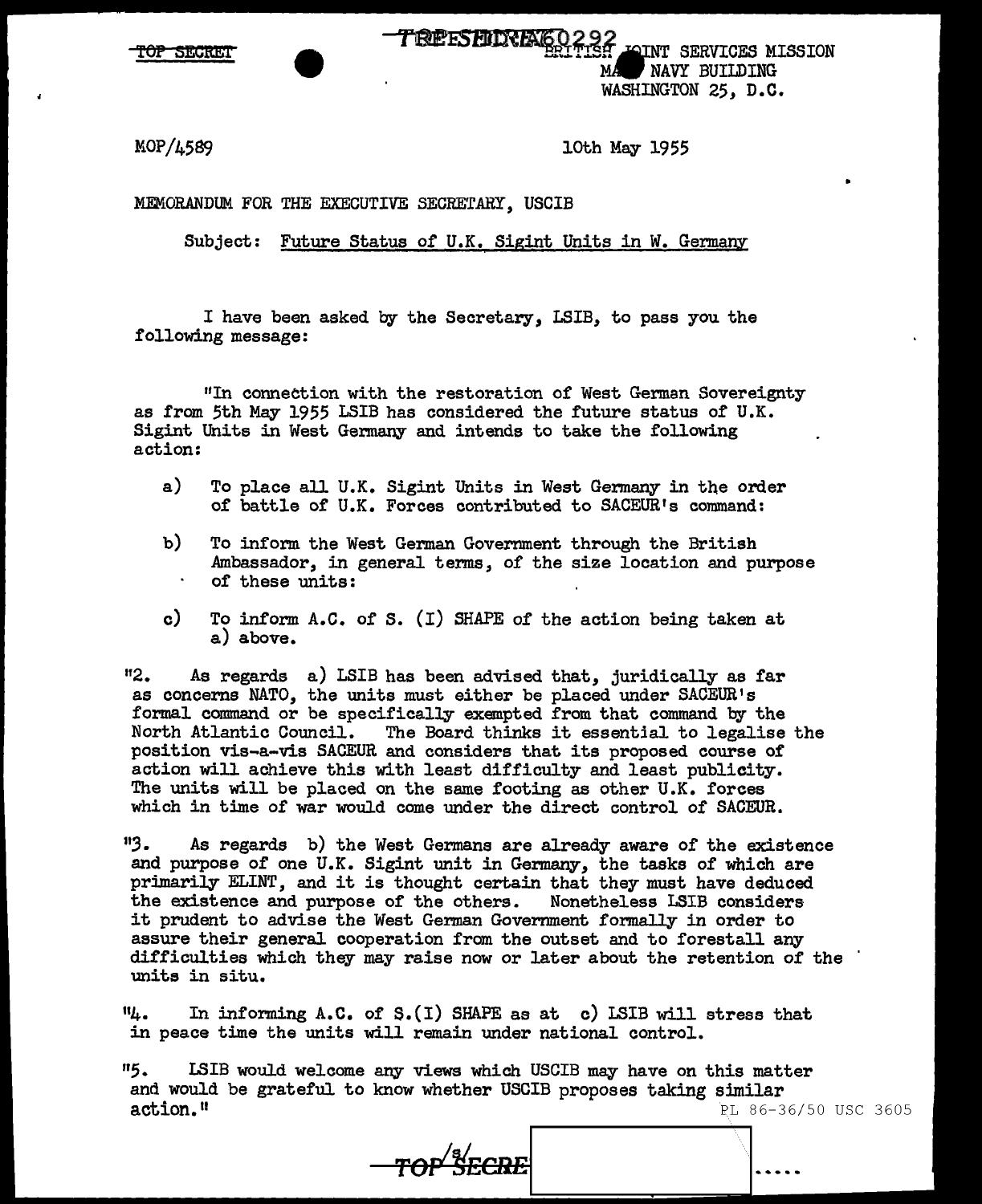TOP SECRET

TOP SECRET 60292

BRITISH JOINT SERVICES MISSION
MAIN NAVY BUILDING
WASHINGTON 25, D.C.

MOP/4589

10th May 1955

MEMORANDUM FOR THE EXECUTIVE SECRETARY, USCIB

Subject: Future Status of U.K. Sigint Units in W. Germany

I have been asked by the Secretary, LSIB, to pass you the following message:

"In connection with the restoration of West German Sovereignty as from 5th May 1955 LSIB has considered the future status of U.K. Sigint Units in West Germany and intends to take the following action:

a) To place all U.K. Sigint Units in West Germany in the order of battle of U.K. Forces contributed to SACEUR's command:

b) To inform the West German Government through the British Ambassador, in general terms, of the size location and purpose of these units:

c) To inform A.C. of S. (I) SHAPE of the action being taken at a) above.

"2. As regards a) LSIB has been advised that, juridically as far as concerns NATO, the units must either be placed under SACEUR's formal command or be specifically exempted from that command by the North Atlantic Council. The Board thinks it essential to legalise the position vis-a-vis SACEUR and considers that its proposed course of action will achieve this with least difficulty and least publicity. The units will be placed on the same footing as other U.K. forces which in time of war would come under the direct control of SACEUR.

"3. As regards b) the West Germans are already aware of the existence and purpose of one U.K. Sigint unit in Germany, the tasks of which are primarily ELINT, and it is thought certain that they must have deduced the existence and purpose of the others. Nonetheless LSIB considers it prudent to advise the West German Government formally in order to assure their general cooperation from the outset and to forestall any difficulties which they may raise now or later about the retention of the units in situ.

"4. In informing A.C. of S.(I) SHAPE as at c) LSIB will stress that in peace time the units will remain under national control.

"5. LSIB would welcome any views which USCIB may have on this matter and would be grateful to know whether USCIB proposes taking similar action."

PL 86-36/50 USC 3605

/s/

TOP SECRET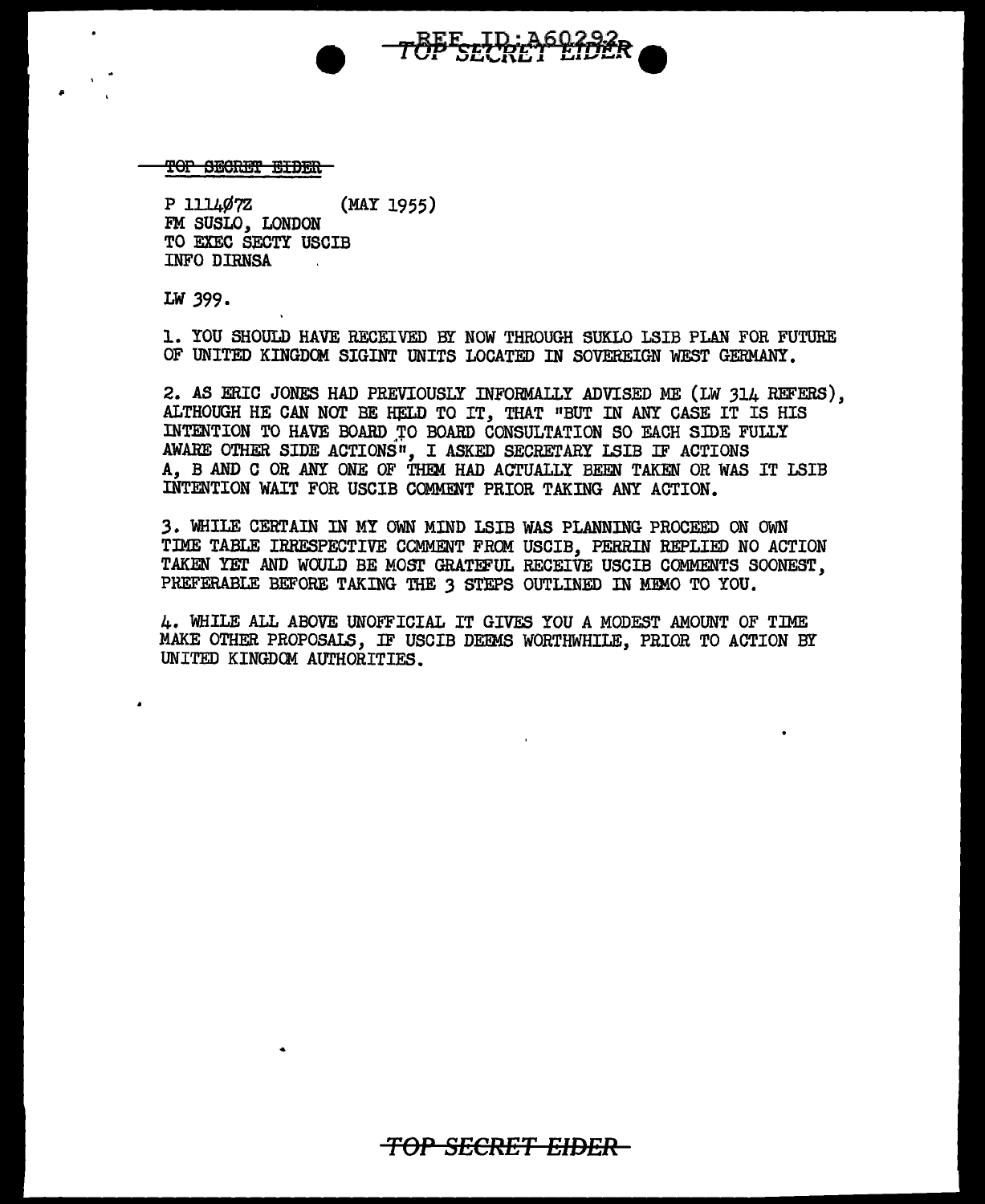~~TOP SECRET EIDER~~

P 111407Z (MAY 1955)
FM SUSLO, LONDON
TO EXEC SECTY USCIB
INFO DIRNSA

LW 399.

1. YOU SHOULD HAVE RECEIVED BY NOW THROUGH SUKLO LSIB PLAN FOR FUTURE OF UNITED KINGDOM SIGINT UNITS LOCATED IN SOVEREIGN WEST GERMANY.

2. AS ERIC JONES HAD PREVIOUSLY INFORMALLY ADVISED ME (LW 314 REFERS), ALTHOUGH HE CAN NOT BE HELD TO IT, THAT "BUT IN ANY CASE IT IS HIS INTENTION TO HAVE BOARD TO BOARD CONSULTATION SO EACH SIDE FULLY AWARE OTHER SIDE ACTIONS", I ASKED SECRETARY LSIB IF ACTIONS A, B AND C OR ANY ONE OF THEM HAD ACTUALLY BEEN TAKEN OR WAS IT LSIB INTENTION WAIT FOR USCIB COMMENT PRIOR TAKING ANY ACTION.

3. WHILE CERTAIN IN MY OWN MIND LSIB WAS PLANNING PROCEED ON OWN TIME TABLE IRRESPECTIVE COMMENT FROM USCIB, PERRIN REPLIED NO ACTION TAKEN YET AND WOULD BE MOST GRATEFUL RECEIVE USCIB COMMENTS SOONEST, PREFERABLE BEFORE TAKING THE 3 STEPS OUTLINED IN MEMO TO YOU.

4. WHILE ALL ABOVE UNOFFICIAL IT GIVES YOU A MODEST AMOUNT OF TIME MAKE OTHER PROPOSALS, IF USCIB DEEMS WORTHWHILE, PRIOR TO ACTION BY UNITED KINGDOM AUTHORITIES.

~~TOP SECRET EIDER~~